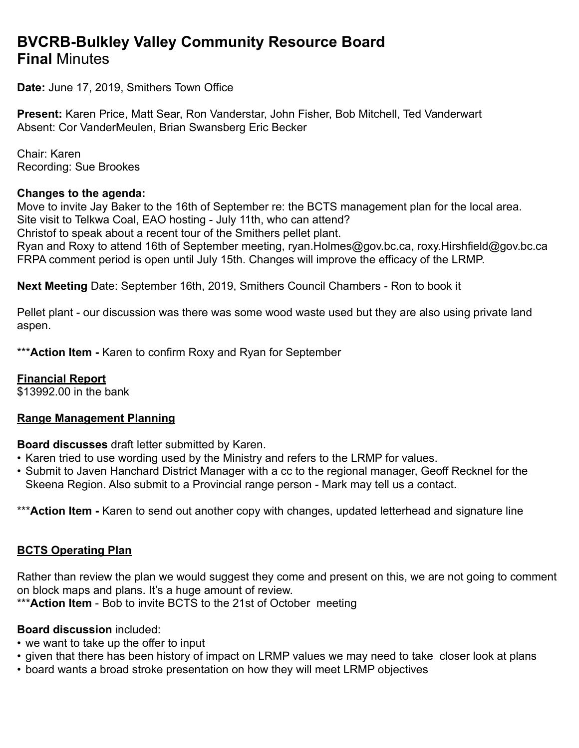# BVCRB-Bulkley Valley Community Resource Board
## **Final** Minutes

**Date:** June 17, 2019, Smithers Town Office

**Present:** Karen Price, Matt Sear, Ron Vanderstar, John Fisher, Bob Mitchell, Ted Vanderwart
Absent: Cor VanderMeulen, Brian Swansberg Eric Becker

Chair: Karen
Recording: Sue Brookes

**Changes to the agenda:**
Move to invite Jay Baker to the 16th of September re: the BCTS management plan for the local area.
Site visit to Telkwa Coal, EAO hosting - July 11th, who can attend?
Christof to speak about a recent tour of the Smithers pellet plant.
Ryan and Roxy to attend 16th of September meeting, ryan.Holmes@gov.bc.ca, roxy.Hirshfield@gov.bc.ca
FRPA comment period is open until July 15th. Changes will improve the efficacy of the LRMP.

**Next Meeting** Date: September 16th, 2019, Smithers Council Chambers - Ron to book it

Pellet plant - our discussion was there was some wood waste used but they are also using private land aspen.

***__Action Item -__** Karen to confirm Roxy and Ryan for September

**__Financial Report__**
$13992.00 in the bank

**__Range Management Planning__**

**Board discusses** draft letter submitted by Karen.

- Karen tried to use wording used by the Ministry and refers to the LRMP for values.
- Submit to Javen Hanchard District Manager with a cc to the regional manager, Geoff Recknel for the Skeena Region. Also submit to a Provincial range person - Mark may tell us a contact.

***__Action Item -__** Karen to send out another copy with changes, updated letterhead and signature line

**__BCTS Operating Plan__**

Rather than review the plan we would suggest they come and present on this, we are not going to comment on block maps and plans. It's a huge amount of review.
***__Action Item__** - Bob to invite BCTS to the 21st of October meeting

**Board discussion** included:

- we want to take up the offer to input
- given that there has been history of impact on LRMP values we may need to take closer look at plans
- board wants a broad stroke presentation on how they will meet LRMP objectives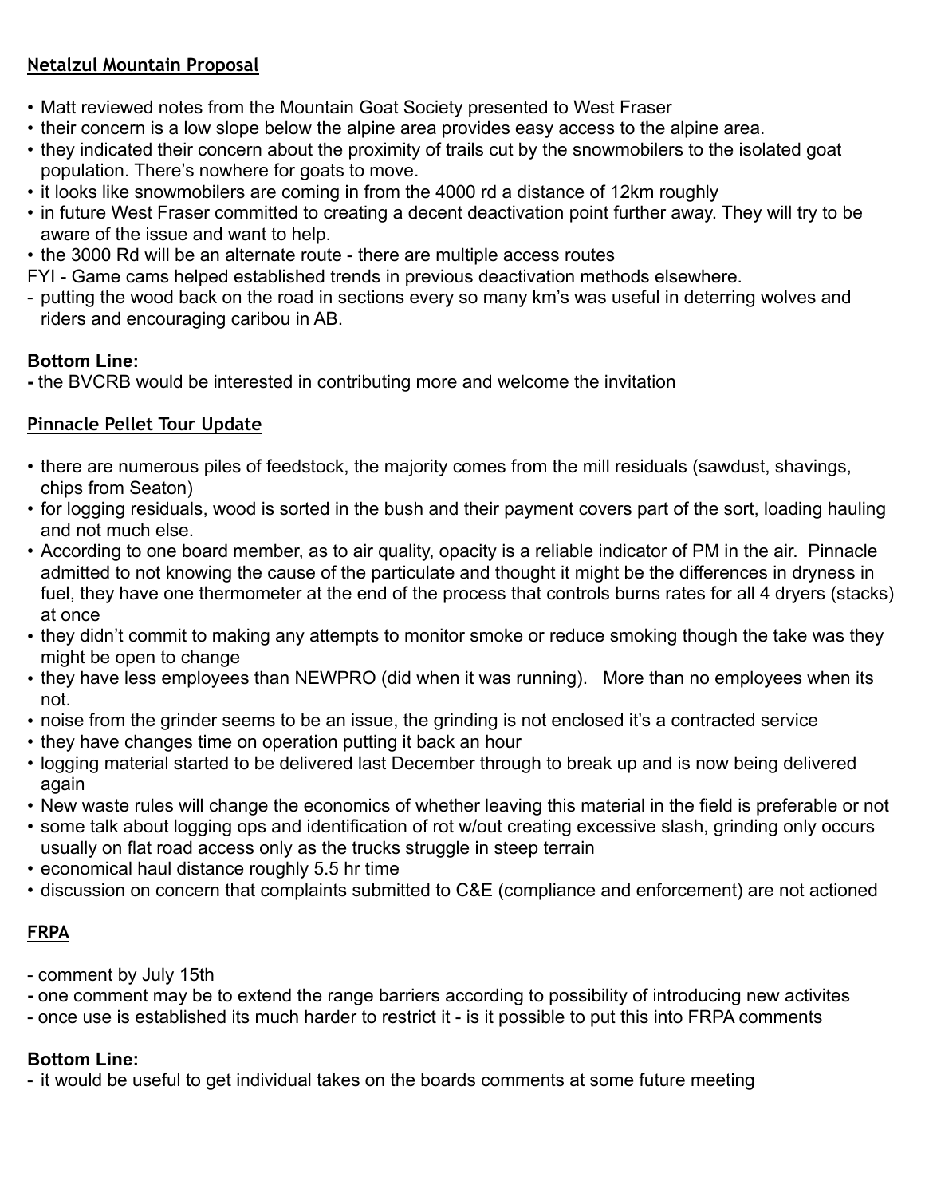**Netalzul Mountain Proposal**

- Matt reviewed notes from the Mountain Goat Society presented to West Fraser
- their concern is a low slope below the alpine area provides easy access to the alpine area.
- they indicated their concern about the proximity of trails cut by the snowmobilers to the isolated goat population. There's nowhere for goats to move.
- it looks like snowmobilers are coming in from the 4000 rd a distance of 12km roughly
- in future West Fraser committed to creating a decent deactivation point further away. They will try to be aware of the issue and want to help.
- the 3000 Rd will be an alternate route - there are multiple access routes

FYI - Game cams helped established trends in previous deactivation methods elsewhere.

- putting the wood back on the road in sections every so many km's was useful in deterring wolves and riders and encouraging caribou in AB.

**Bottom Line:**

- the BVCRB would be interested in contributing more and welcome the invitation

**Pinnacle Pellet Tour Update**

- there are numerous piles of feedstock, the majority comes from the mill residuals (sawdust, shavings, chips from Seaton)
- for logging residuals, wood is sorted in the bush and their payment covers part of the sort, loading hauling and not much else.
- According to one board member, as to air quality, opacity is a reliable indicator of PM in the air. Pinnacle admitted to not knowing the cause of the particulate and thought it might be the differences in dryness in fuel, they have one thermometer at the end of the process that controls burns rates for all 4 dryers (stacks) at once
- they didn't commit to making any attempts to monitor smoke or reduce smoking though the take was they might be open to change
- they have less employees than NEWPRO (did when it was running). More than no employees when its not.
- noise from the grinder seems to be an issue, the grinding is not enclosed it's a contracted service
- they have changes time on operation putting it back an hour
- logging material started to be delivered last December through to break up and is now being delivered again
- New waste rules will change the economics of whether leaving this material in the field is preferable or not
- some talk about logging ops and identification of rot w/out creating excessive slash, grinding only occurs usually on flat road access only as the trucks struggle in steep terrain
- economical haul distance roughly 5.5 hr time
- discussion on concern that complaints submitted to C&E (compliance and enforcement) are not actioned

**FRPA**

- comment by July 15th
- one comment may be to extend the range barriers according to possibility of introducing new activites
- once use is established its much harder to restrict it - is it possible to put this into FRPA comments

**Bottom Line:**

- it would be useful to get individual takes on the boards comments at some future meeting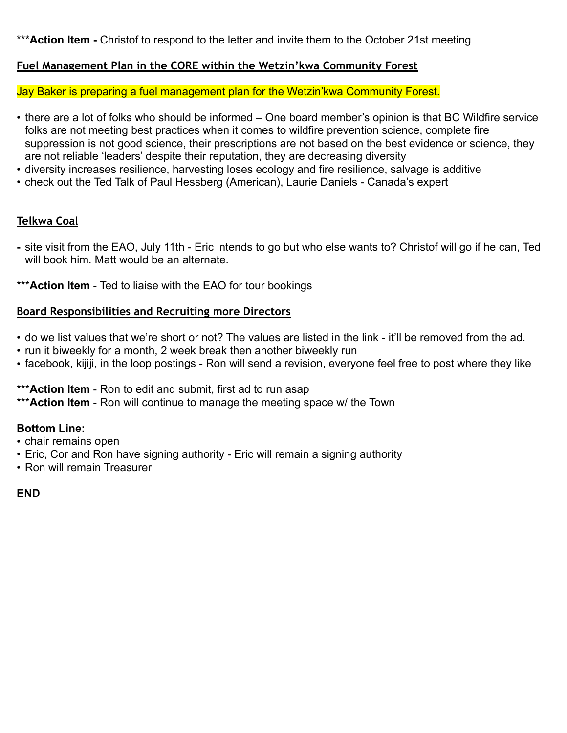***Action Item -** Christof to respond to the letter and invite them to the October 21st meeting

**Fuel Management Plan in the CORE within the Wetzin'kwa Community Forest**

Jay Baker is preparing a fuel management plan for the Wetzin'kwa Community Forest.

- there are a lot of folks who should be informed – One board member's opinion is that BC Wildfire service folks are not meeting best practices when it comes to wildfire prevention science, complete fire suppression is not good science, their prescriptions are not based on the best evidence or science, they are not reliable 'leaders' despite their reputation, they are decreasing diversity
- diversity increases resilience, harvesting loses ecology and fire resilience, salvage is additive
- check out the Ted Talk of Paul Hessberg (American), Laurie Daniels - Canada's expert

**Telkwa Coal**

- site visit from the EAO, July 11th - Eric intends to go but who else wants to? Christof will go if he can, Ted will book him. Matt would be an alternate.

***Action Item** - Ted to liaise with the EAO for tour bookings

**Board Responsibilities and Recruiting more Directors**

- do we list values that we're short or not? The values are listed in the link - it'll be removed from the ad.
- run it biweekly for a month, 2 week break then another biweekly run
- facebook, kijiji, in the loop postings - Ron will send a revision, everyone feel free to post where they like

***Action Item** - Ron to edit and submit, first ad to run asap
***Action Item** - Ron will continue to manage the meeting space w/ the Town

**Bottom Line:**
- chair remains open
- Eric, Cor and Ron have signing authority - Eric will remain a signing authority
- Ron will remain Treasurer

**END**